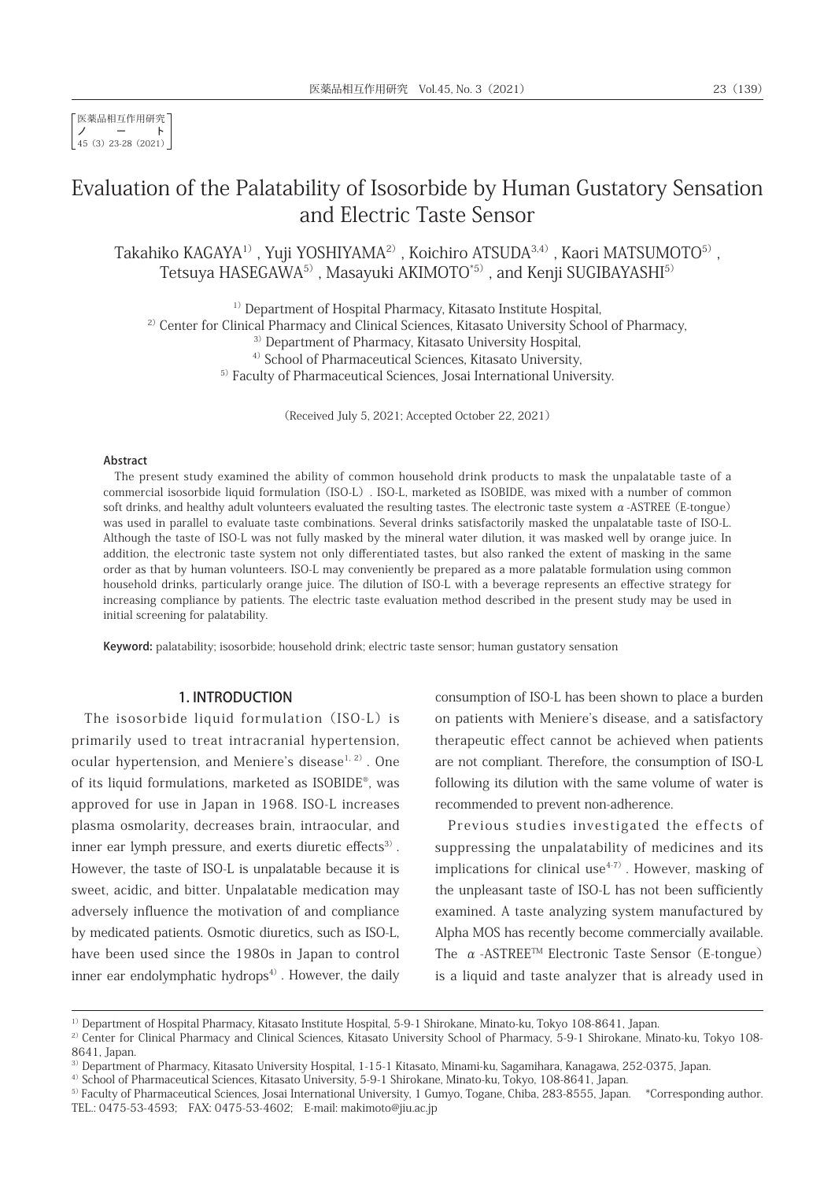医薬品相互作用研究
ノ　ー　ト
45 (3) 23-28 (2021)

# Evaluation of the Palatability of Isosorbide by Human Gustatory Sensation and Electric Taste Sensor

Takahiko KAGAYA[1], Yuji YOSHIYAMA[2], Koichiro ATSUDA[3,4], Kaori MATSUMOTO[5], Tetsuya HASEGAWA[5], Masayuki AKIMOTO[*5], and Kenji SUGIBAYASHI[5]

[1] Department of Hospital Pharmacy, Kitasato Institute Hospital,
[2] Center for Clinical Pharmacy and Clinical Sciences, Kitasato University School of Pharmacy,
[3] Department of Pharmacy, Kitasato University Hospital,
[4] School of Pharmaceutical Sciences, Kitasato University,
[5] Faculty of Pharmaceutical Sciences, Josai International University.

(Received July 5, 2021; Accepted October 22, 2021)

**Abstract**

The present study examined the ability of common household drink products to mask the unpalatable taste of a commercial isosorbide liquid formulation (ISO-L). ISO-L, marketed as ISOBIDE, was mixed with a number of common soft drinks, and healthy adult volunteers evaluated the resulting tastes. The electronic taste system α-ASTREE (E-tongue) was used in parallel to evaluate taste combinations. Several drinks satisfactorily masked the unpalatable taste of ISO-L. Although the taste of ISO-L was not fully masked by the mineral water dilution, it was masked well by orange juice. In addition, the electronic taste system not only differentiated tastes, but also ranked the extent of masking in the same order as that by human volunteers. ISO-L may conveniently be prepared as a more palatable formulation using common household drinks, particularly orange juice. The dilution of ISO-L with a beverage represents an effective strategy for increasing compliance by patients. The electric taste evaluation method described in the present study may be used in initial screening for palatability.

**Keyword:** palatability; isosorbide; household drink; electric taste sensor; human gustatory sensation

## 1. INTRODUCTION

The isosorbide liquid formulation (ISO-L) is primarily used to treat intracranial hypertension, ocular hypertension, and Meniere's disease[1, 2]. One of its liquid formulations, marketed as ISOBIDE®, was approved for use in Japan in 1968. ISO-L increases plasma osmolarity, decreases brain, intraocular, and inner ear lymph pressure, and exerts diuretic effects[3]. However, the taste of ISO-L is unpalatable because it is sweet, acidic, and bitter. Unpalatable medication may adversely influence the motivation of and compliance by medicated patients. Osmotic diuretics, such as ISO-L, have been used since the 1980s in Japan to control inner ear endolymphatic hydrops[4]. However, the daily consumption of ISO-L has been shown to place a burden on patients with Meniere's disease, and a satisfactory therapeutic effect cannot be achieved when patients are not compliant. Therefore, the consumption of ISO-L following its dilution with the same volume of water is recommended to prevent non-adherence.

Previous studies investigated the effects of suppressing the unpalatability of medicines and its implications for clinical use[4-7]. However, masking of the unpleasant taste of ISO-L has not been sufficiently examined. A taste analyzing system manufactured by Alpha MOS has recently become commercially available. The α-ASTREE™ Electronic Taste Sensor (E-tongue) is a liquid and taste analyzer that is already used in

---

[1] Department of Hospital Pharmacy, Kitasato Institute Hospital, 5-9-1 Shirokane, Minato-ku, Tokyo 108-8641, Japan.
[2] Center for Clinical Pharmacy and Clinical Sciences, Kitasato University School of Pharmacy, 5-9-1 Shirokane, Minato-ku, Tokyo 108-8641, Japan.
[3] Department of Pharmacy, Kitasato University Hospital, 1-15-1 Kitasato, Minami-ku, Sagamihara, Kanagawa, 252-0375, Japan.
[4] School of Pharmaceutical Sciences, Kitasato University, 5-9-1 Shirokane, Minato-ku, Tokyo, 108-8641, Japan.
[5] Faculty of Pharmaceutical Sciences, Josai International University, 1 Gumyo, Togane, Chiba, 283-8555, Japan. *Corresponding author. TEL.: 0475-53-4593; FAX: 0475-53-4602; E-mail: makimoto@jiu.ac.jp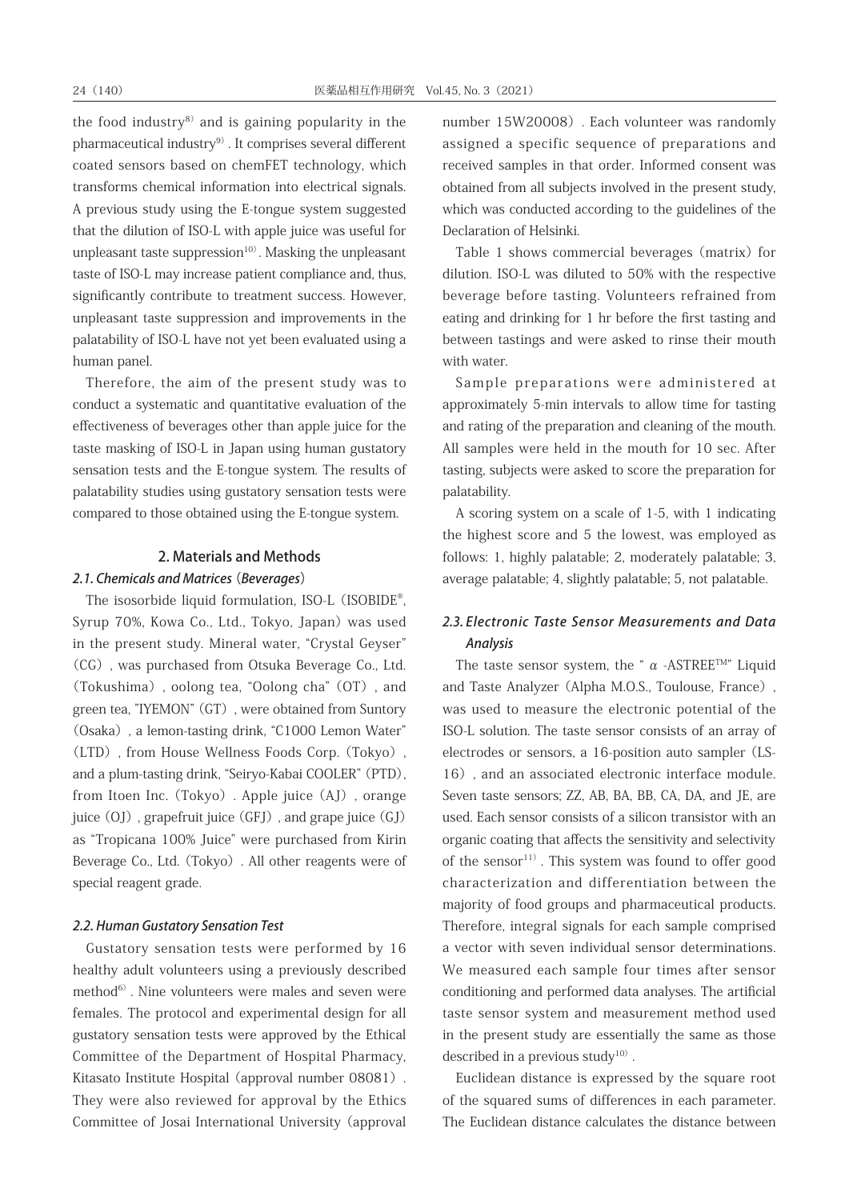the food industry[8] and is gaining popularity in the pharmaceutical industry[9]. It comprises several different coated sensors based on chemFET technology, which transforms chemical information into electrical signals. A previous study using the E-tongue system suggested that the dilution of ISO-L with apple juice was useful for unpleasant taste suppression[10]. Masking the unpleasant taste of ISO-L may increase patient compliance and, thus, significantly contribute to treatment success. However, unpleasant taste suppression and improvements in the palatability of ISO-L have not yet been evaluated using a human panel.

Therefore, the aim of the present study was to conduct a systematic and quantitative evaluation of the effectiveness of beverages other than apple juice for the taste masking of ISO-L in Japan using human gustatory sensation tests and the E-tongue system. The results of palatability studies using gustatory sensation tests were compared to those obtained using the E-tongue system.

## 2. Materials and Methods

### *2.1. Chemicals and Matrices (Beverages)*

The isosorbide liquid formulation, ISO-L (ISOBIDE®, Syrup 70%, Kowa Co., Ltd., Tokyo, Japan) was used in the present study. Mineral water, "Crystal Geyser" (CG), was purchased from Otsuka Beverage Co., Ltd. (Tokushima), oolong tea, "Oolong cha" (OT), and green tea, "IYEMON" (GT), were obtained from Suntory (Osaka), a lemon-tasting drink, "C1000 Lemon Water" (LTD), from House Wellness Foods Corp. (Tokyo), and a plum-tasting drink, "Seiryo-Kabai COOLER" (PTD), from Itoen Inc. (Tokyo). Apple juice (AJ), orange juice (OJ), grapefruit juice (GFJ), and grape juice (GJ) as "Tropicana 100% Juice" were purchased from Kirin Beverage Co., Ltd. (Tokyo). All other reagents were of special reagent grade.

### *2.2. Human Gustatory Sensation Test*

Gustatory sensation tests were performed by 16 healthy adult volunteers using a previously described method[6]. Nine volunteers were males and seven were females. The protocol and experimental design for all gustatory sensation tests were approved by the Ethical Committee of the Department of Hospital Pharmacy, Kitasato Institute Hospital (approval number 08081). They were also reviewed for approval by the Ethics Committee of Josai International University (approval number 15W20008). Each volunteer was randomly assigned a specific sequence of preparations and received samples in that order. Informed consent was obtained from all subjects involved in the present study, which was conducted according to the guidelines of the Declaration of Helsinki.

Table 1 shows commercial beverages (matrix) for dilution. ISO-L was diluted to 50% with the respective beverage before tasting. Volunteers refrained from eating and drinking for 1 hr before the first tasting and between tastings and were asked to rinse their mouth with water.

Sample preparations were administered at approximately 5-min intervals to allow time for tasting and rating of the preparation and cleaning of the mouth. All samples were held in the mouth for 10 sec. After tasting, subjects were asked to score the preparation for palatability.

A scoring system on a scale of 1-5, with 1 indicating the highest score and 5 the lowest, was employed as follows: 1, highly palatable; 2, moderately palatable; 3, average palatable; 4, slightly palatable; 5, not palatable.

### *2.3. Electronic Taste Sensor Measurements and Data Analysis*

The taste sensor system, the "$\alpha$-ASTREE™" Liquid and Taste Analyzer (Alpha M.O.S., Toulouse, France), was used to measure the electronic potential of the ISO-L solution. The taste sensor consists of an array of electrodes or sensors, a 16-position auto sampler (LS-16), and an associated electronic interface module. Seven taste sensors; ZZ, AB, BA, BB, CA, DA, and JE, are used. Each sensor consists of a silicon transistor with an organic coating that affects the sensitivity and selectivity of the sensor[11]. This system was found to offer good characterization and differentiation between the majority of food groups and pharmaceutical products. Therefore, integral signals for each sample comprised a vector with seven individual sensor determinations. We measured each sample four times after sensor conditioning and performed data analyses. The artificial taste sensor system and measurement method used in the present study are essentially the same as those described in a previous study[10].

Euclidean distance is expressed by the square root of the squared sums of differences in each parameter. The Euclidean distance calculates the distance between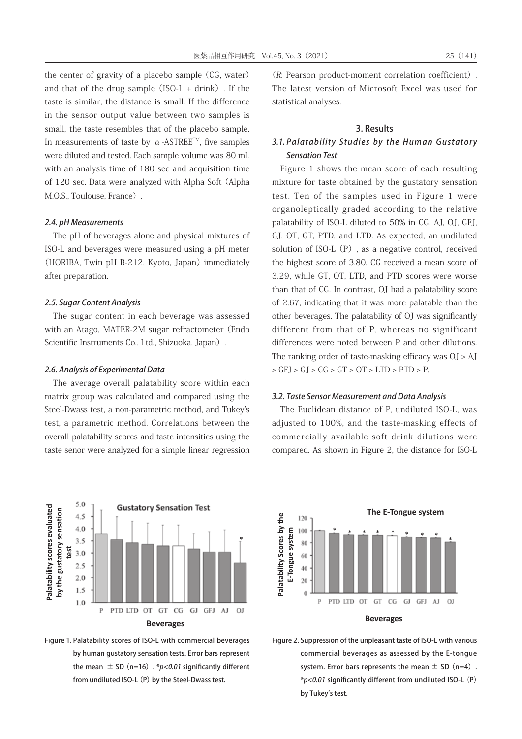the center of gravity of a placebo sample (CG, water) and that of the drug sample (ISO-L + drink). If the taste is similar, the distance is small. If the difference in the sensor output value between two samples is small, the taste resembles that of the placebo sample. In measurements of taste by $\alpha$-ASTREE™, five samples were diluted and tested. Each sample volume was 80 mL with an analysis time of 180 sec and acquisition time of 120 sec. Data were analyzed with Alpha Soft (Alpha M.O.S., Toulouse, France).

### 2.4. pH Measurements

The pH of beverages alone and physical mixtures of ISO-L and beverages were measured using a pH meter (HORIBA, Twin pH B-212, Kyoto, Japan) immediately after preparation.

### 2.5. Sugar Content Analysis

The sugar content in each beverage was assessed with an Atago, MATER-2M sugar refractometer (Endo Scientific Instruments Co., Ltd., Shizuoka, Japan).

### 2.6. Analysis of Experimental Data

The average overall palatability score within each matrix group was calculated and compared using the Steel-Dwass test, a non-parametric method, and Tukey's test, a parametric method. Correlations between the overall palatability scores and taste intensities using the taste senor were analyzed for a simple linear regression ($R$: Pearson product-moment correlation coefficient). The latest version of Microsoft Excel was used for statistical analyses.

## 3. Results

### 3.1. Palatability Studies by the Human Gustatory Sensation Test

Figure 1 shows the mean score of each resulting mixture for taste obtained by the gustatory sensation test. Ten of the samples used in Figure 1 were organoleptically graded according to the relative palatability of ISO-L diluted to 50% in CG, AJ, OJ, GFJ, GJ, OT, GT, PTD, and LTD. As expected, an undiluted solution of ISO-L (P), as a negative control, received the highest score of 3.80. CG received a mean score of 3.29, while GT, OT, LTD, and PTD scores were worse than that of CG. In contrast, OJ had a palatability score of 2.67, indicating that it was more palatable than the other beverages. The palatability of OJ was significantly different from that of P, whereas no significant differences were noted between P and other dilutions. The ranking order of taste-masking efficacy was OJ > AJ > GFJ > GJ > CG > GT > OT > LTD > PTD > P.

### 3.2. Taste Sensor Measurement and Data Analysis

The Euclidean distance of P, undiluted ISO-L, was adjusted to 100%, and the taste-masking effects of commercially available soft drink dilutions were compared. As shown in Figure 2, the distance for ISO-L

Figure 1. Palatability scores of ISO-L with commercial beverages by human gustatory sensation tests. Error bars represent the mean ± SD (n=16). *$p<0.01$ significantly different from undiluted ISO-L (P) by the Steel-Dwass test.

Figure 2. Suppression of the unpleasant taste of ISO-L with various commercial beverages as assessed by the E-tongue system. Error bars represents the mean ± SD (n=4). *$p<0.01$ significantly different from undiluted ISO-L (P) by Tukey's test.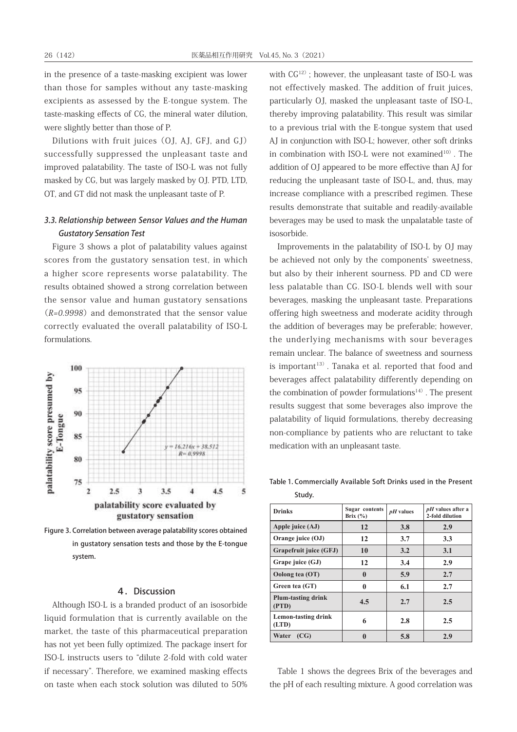in the presence of a taste-masking excipient was lower than those for samples without any taste-masking excipients as assessed by the E-tongue system. The taste-masking effects of CG, the mineral water dilution, were slightly better than those of P.

Dilutions with fruit juices (OJ, AJ, GFJ, and GJ) successfully suppressed the unpleasant taste and improved palatability. The taste of ISO-L was not fully masked by CG, but was largely masked by OJ. PTD, LTD, OT, and GT did not mask the unpleasant taste of P.

### *3.3. Relationship between Sensor Values and the Human Gustatory Sensation Test*

Figure 3 shows a plot of palatability values against scores from the gustatory sensation test, in which a higher score represents worse palatability. The results obtained showed a strong correlation between the sensor value and human gustatory sensations ($R=0.9998$) and demonstrated that the sensor value correctly evaluated the overall palatability of ISO-L formulations.

Figure 3. Correlation between average palatability scores obtained in gustatory sensation tests and those by the E-tongue system.

## 4. Discussion

Although ISO-L is a branded product of an isosorbide liquid formulation that is currently available on the market, the taste of this pharmaceutical preparation has not yet been fully optimized. The package insert for ISO-L instructs users to "dilute 2-fold with cold water if necessary". Therefore, we examined masking effects on taste when each stock solution was diluted to 50% with CG[12]; however, the unpleasant taste of ISO-L was not effectively masked. The addition of fruit juices, particularly OJ, masked the unpleasant taste of ISO-L, thereby improving palatability. This result was similar to a previous trial with the E-tongue system that used AJ in conjunction with ISO-L; however, other soft drinks in combination with ISO-L were not examined[10]. The addition of OJ appeared to be more effective than AJ for reducing the unpleasant taste of ISO-L, and, thus, may increase compliance with a prescribed regimen. These results demonstrate that suitable and readily-available beverages may be used to mask the unpalatable taste of isosorbide.

Improvements in the palatability of ISO-L by OJ may be achieved not only by the components' sweetness, but also by their inherent sourness. PD and CD were less palatable than CG. ISO-L blends well with sour beverages, masking the unpleasant taste. Preparations offering high sweetness and moderate acidity through the addition of beverages may be preferable; however, the underlying mechanisms with sour beverages remain unclear. The balance of sweetness and sourness is important[13]. Tanaka et al. reported that food and beverages affect palatability differently depending on the combination of powder formulations[14]. The present results suggest that some beverages also improve the palatability of liquid formulations, thereby decreasing non-compliance by patients who are reluctant to take medication with an unpleasant taste.

Table 1. Commercially Available Soft Drinks used in the Present Study.

| Drinks | Sugar contents Brix (%) | *pH* values | *pH* values after a 2-fold dilution |
|---|---|---|---|
| Apple juice (AJ) | 12 | 3.8 | 2.9 |
| Orange juice (OJ) | 12 | 3.7 | 3.3 |
| Grapefruit juice (GFJ) | 10 | 3.2 | 3.1 |
| Grape juice (GJ) | 12 | 3.4 | 2.9 |
| Oolong tea (OT) | 0 | 5.9 | 2.7 |
| Green tea (GT) | 0 | 6.1 | 2.7 |
| Plum-tasting drink (PTD) | 4.5 | 2.7 | 2.5 |
| Lemon-tasting drink (LTD) | 6 | 2.8 | 2.5 |
| Water (CG) | 0 | 5.8 | 2.9 |

Table 1 shows the degrees Brix of the beverages and the pH of each resulting mixture. A good correlation was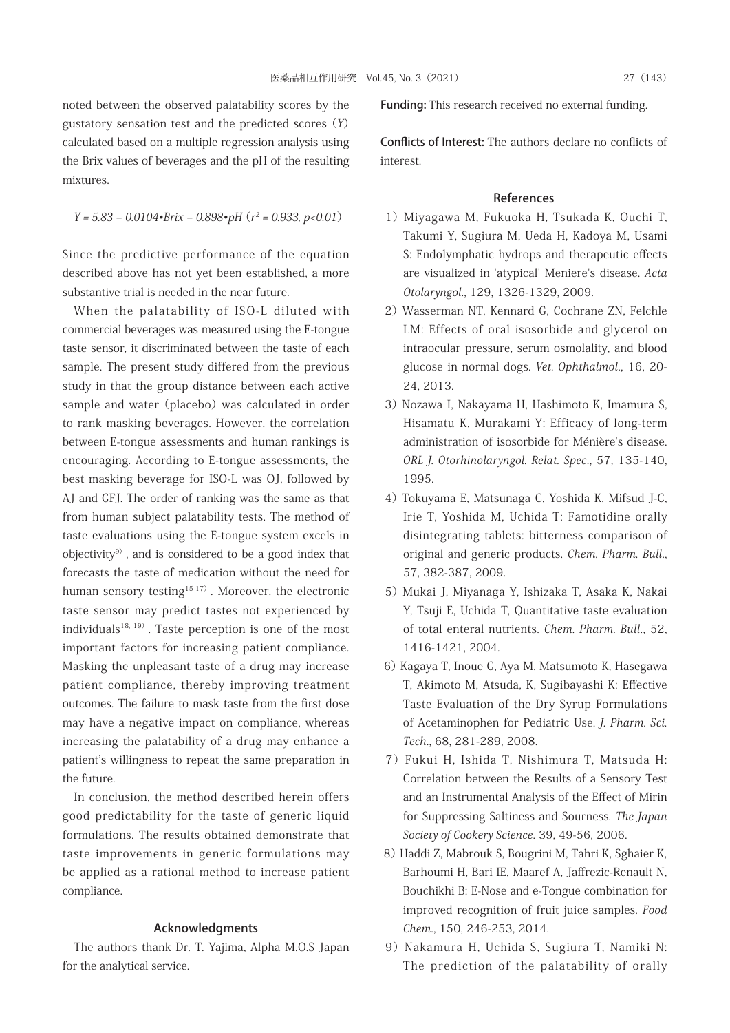noted between the observed palatability scores by the gustatory sensation test and the predicted scores (*Y*) calculated based on a multiple regression analysis using the Brix values of beverages and the pH of the resulting mixtures.

$$Y = 5.83 - 0.0104 \cdot Brix - 0.898 \cdot pH \ (r^2 = 0.933, p<0.01)$$

Since the predictive performance of the equation described above has not yet been established, a more substantive trial is needed in the near future.

When the palatability of ISO-L diluted with commercial beverages was measured using the E-tongue taste sensor, it discriminated between the taste of each sample. The present study differed from the previous study in that the group distance between each active sample and water (placebo) was calculated in order to rank masking beverages. However, the correlation between E-tongue assessments and human rankings is encouraging. According to E-tongue assessments, the best masking beverage for ISO-L was OJ, followed by AJ and GFJ. The order of ranking was the same as that from human subject palatability tests. The method of taste evaluations using the E-tongue system excels in objectivity[9], and is considered to be a good index that forecasts the taste of medication without the need for human sensory testing[15-17]. Moreover, the electronic taste sensor may predict tastes not experienced by individuals[18, 19]. Taste perception is one of the most important factors for increasing patient compliance. Masking the unpleasant taste of a drug may increase patient compliance, thereby improving treatment outcomes. The failure to mask taste from the first dose may have a negative impact on compliance, whereas increasing the palatability of a drug may enhance a patient's willingness to repeat the same preparation in the future.

In conclusion, the method described herein offers good predictability for the taste of generic liquid formulations. The results obtained demonstrate that taste improvements in generic formulations may be applied as a rational method to increase patient compliance.

## Acknowledgments

The authors thank Dr. T. Yajima, Alpha M.O.S Japan for the analytical service.

**Funding:** This research received no external funding.

**Conflicts of Interest:** The authors declare no conflicts of interest.

## References

1) Miyagawa M, Fukuoka H, Tsukada K, Ouchi T, Takumi Y, Sugiura M, Ueda H, Kadoya M, Usami S: Endolymphatic hydrops and therapeutic effects are visualized in 'atypical' Meniere's disease. *Acta Otolaryngol.*, 129, 1326-1329, 2009.

2) Wasserman NT, Kennard G, Cochrane ZN, Felchle LM: Effects of oral isosorbide and glycerol on intraocular pressure, serum osmolality, and blood glucose in normal dogs. *Vet. Ophthalmol.*, 16, 20-24, 2013.

3) Nozawa I, Nakayama H, Hashimoto K, Imamura S, Hisamatu K, Murakami Y: Efficacy of long-term administration of isosorbide for Ménière's disease. *ORL J. Otorhinolaryngol. Relat. Spec.*, 57, 135-140, 1995.

4) Tokuyama E, Matsunaga C, Yoshida K, Mifsud J-C, Irie T, Yoshida M, Uchida T: Famotidine orally disintegrating tablets: bitterness comparison of original and generic products. *Chem. Pharm. Bull.*, 57, 382-387, 2009.

5) Mukai J, Miyanaga Y, Ishizaka T, Asaka K, Nakai Y, Tsuji E, Uchida T, Quantitative taste evaluation of total enteral nutrients. *Chem. Pharm. Bull.*, 52, 1416-1421, 2004.

6) Kagaya T, Inoue G, Aya M, Matsumoto K, Hasegawa T, Akimoto M, Atsuda, K, Sugibayashi K: Effective Taste Evaluation of the Dry Syrup Formulations of Acetaminophen for Pediatric Use. *J. Pharm. Sci. Tech.*, 68, 281-289, 2008.

7) Fukui H, Ishida T, Nishimura T, Matsuda H: Correlation between the Results of a Sensory Test and an Instrumental Analysis of the Effect of Mirin for Suppressing Saltiness and Sourness. *The Japan Society of Cookery Science*. 39, 49-56, 2006.

8) Haddi Z, Mabrouk S, Bougrini M, Tahri K, Sghaier K, Barhoumi H, Bari IE, Maaref A, Jaffrezic-Renault N, Bouchikhi B: E-Nose and e-Tongue combination for improved recognition of fruit juice samples. *Food Chem.*, 150, 246-253, 2014.

9) Nakamura H, Uchida S, Sugiura T, Namiki N: The prediction of the palatability of orally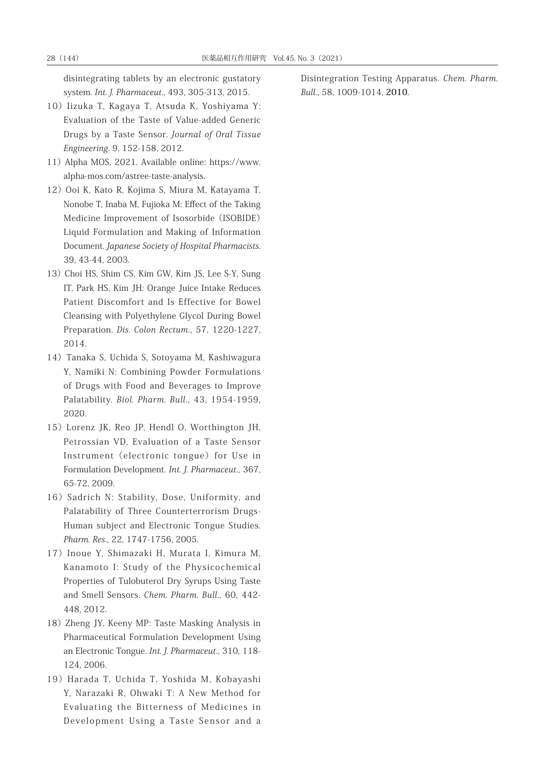disintegrating tablets by an electronic gustatory system. *Int. J. Pharmaceut*., 493, 305-313, 2015.

10) Iizuka T, Kagaya T, Atsuda K, Yoshiyama Y: Evaluation of the Taste of Value-added Generic Drugs by a Taste Sensor. *Journal of Oral Tissue Engineering*. 9, 152-158, 2012.

11) Alpha MOS, 2021. Available online: https://www.alpha-mos.com/astree-taste-analysis.

12) Ooi K, Kato R, Kojima S, Miura M, Katayama T, Nonobe T, Inaba M, Fujioka M: Effect of the Taking Medicine Improvement of Isosorbide (ISOBIDE) Liquid Formulation and Making of Information Document. *Japanese Society of Hospital Pharmacists*. 39, 43-44, 2003.

13) Choi HS, Shim CS, Kim GW, Kim JS, Lee S-Y, Sung IT, Park HS, Kim JH: Orange Juice Intake Reduces Patient Discomfort and Is Effective for Bowel Cleansing with Polyethylene Glycol During Bowel Preparation. *Dis. Colon Rectum*., 57, 1220-1227, 2014.

14) Tanaka S, Uchida S, Sotoyama M, Kashiwagura Y, Namiki N: Combining Powder Formulations of Drugs with Food and Beverages to Improve Palatability. *Biol. Pharm. Bull*., 43, 1954-1959, 2020.

15) Lorenz JK, Reo JP, Hendl O, Worthington JH, Petrossian VD, Evaluation of a Taste Sensor Instrument (electronic tongue) for Use in Formulation Development. *Int. J. Pharmaceut*., 367, 65-72, 2009.

16) Sadrich N: Stability, Dose, Uniformity, and Palatability of Three Counterterrorism Drugs-Human subject and Electronic Tongue Studies. *Pharm. Res*., 22, 1747-1756, 2005.

17) Inoue Y, Shimazaki H, Murata I, Kimura M, Kanamoto I: Study of the Physicochemical Properties of Tulobuterol Dry Syrups Using Taste and Smell Sensors. *Chem. Pharm. Bull*., 60, 442-448, 2012.

18) Zheng JY, Keeny MP: Taste Masking Analysis in Pharmaceutical Formulation Development Using an Electronic Tongue. *Int. J. Pharmaceut*., 310, 118-124, 2006.

19) Harada T, Uchida T, Yoshida M, Kobayashi Y, Narazaki R, Ohwaki T: A New Method for Evaluating the Bitterness of Medicines in Development Using a Taste Sensor and a Disintegration Testing Apparatus. *Chem. Pharm. Bull*., 58, 1009-1014, **2010**.